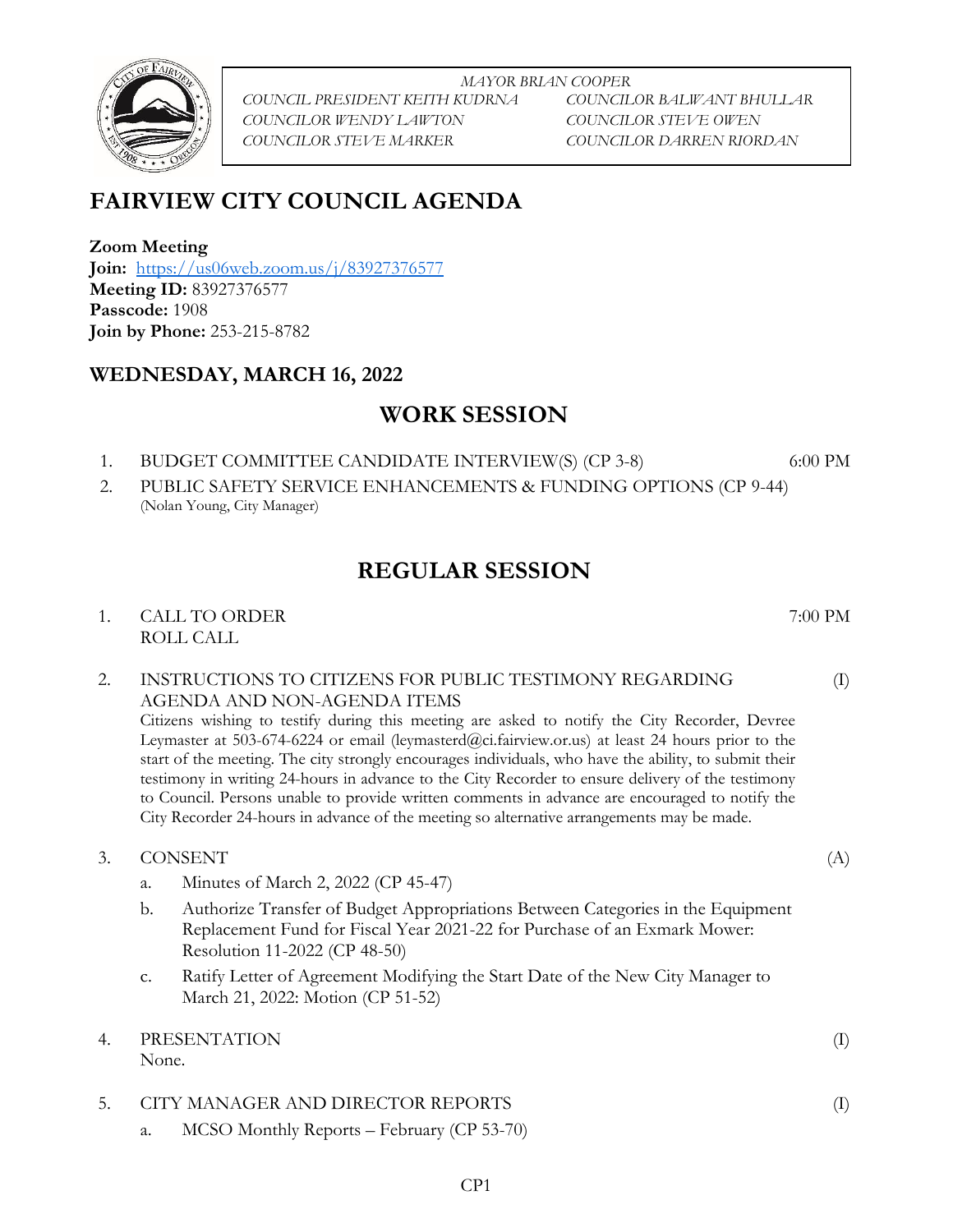*MAYOR BRIAN COOPER*

*COUNCIL PRESIDENT KEITH KUDRNA* — *COUNCILOR BALWANT BHULLAR*
*COUNCILOR WENDY LAWTON* — *COUNCILOR STEVE OWEN*
*COUNCILOR STEVE MARKER* — *COUNCILOR DARREN RIORDAN*

# FAIRVIEW CITY COUNCIL AGENDA

**Zoom Meeting**
**Join:** https://us06web.zoom.us/j/83927376577
**Meeting ID:** 83927376577
**Passcode:** 1908
**Join by Phone:** 253-215-8782

## WEDNESDAY, MARCH 16, 2022

## WORK SESSION

1. BUDGET COMMITTEE CANDIDATE INTERVIEW(S) (CP 3-8) — 6:00 PM
2. PUBLIC SAFETY SERVICE ENHANCEMENTS & FUNDING OPTIONS (CP 9-44)
   (Nolan Young, City Manager)

## REGULAR SESSION

1. CALL TO ORDER — 7:00 PM
   ROLL CALL

2. INSTRUCTIONS TO CITIZENS FOR PUBLIC TESTIMONY REGARDING AGENDA AND NON-AGENDA ITEMS — (I)
   Citizens wishing to testify during this meeting are asked to notify the City Recorder, Devree Leymaster at 503-674-6224 or email (leymasterd@ci.fairview.or.us) at least 24 hours prior to the start of the meeting. The city strongly encourages individuals, who have the ability, to submit their testimony in writing 24-hours in advance to the City Recorder to ensure delivery of the testimony to Council. Persons unable to provide written comments in advance are encouraged to notify the City Recorder 24-hours in advance of the meeting so alternative arrangements may be made.

3. CONSENT — (A)
   a. Minutes of March 2, 2022 (CP 45-47)
   b. Authorize Transfer of Budget Appropriations Between Categories in the Equipment Replacement Fund for Fiscal Year 2021-22 for Purchase of an Exmark Mower: Resolution 11-2022 (CP 48-50)
   c. Ratify Letter of Agreement Modifying the Start Date of the New City Manager to March 21, 2022: Motion (CP 51-52)

4. PRESENTATION — (I)
   None.

5. CITY MANAGER AND DIRECTOR REPORTS — (I)
   a. MCSO Monthly Reports – February (CP 53-70)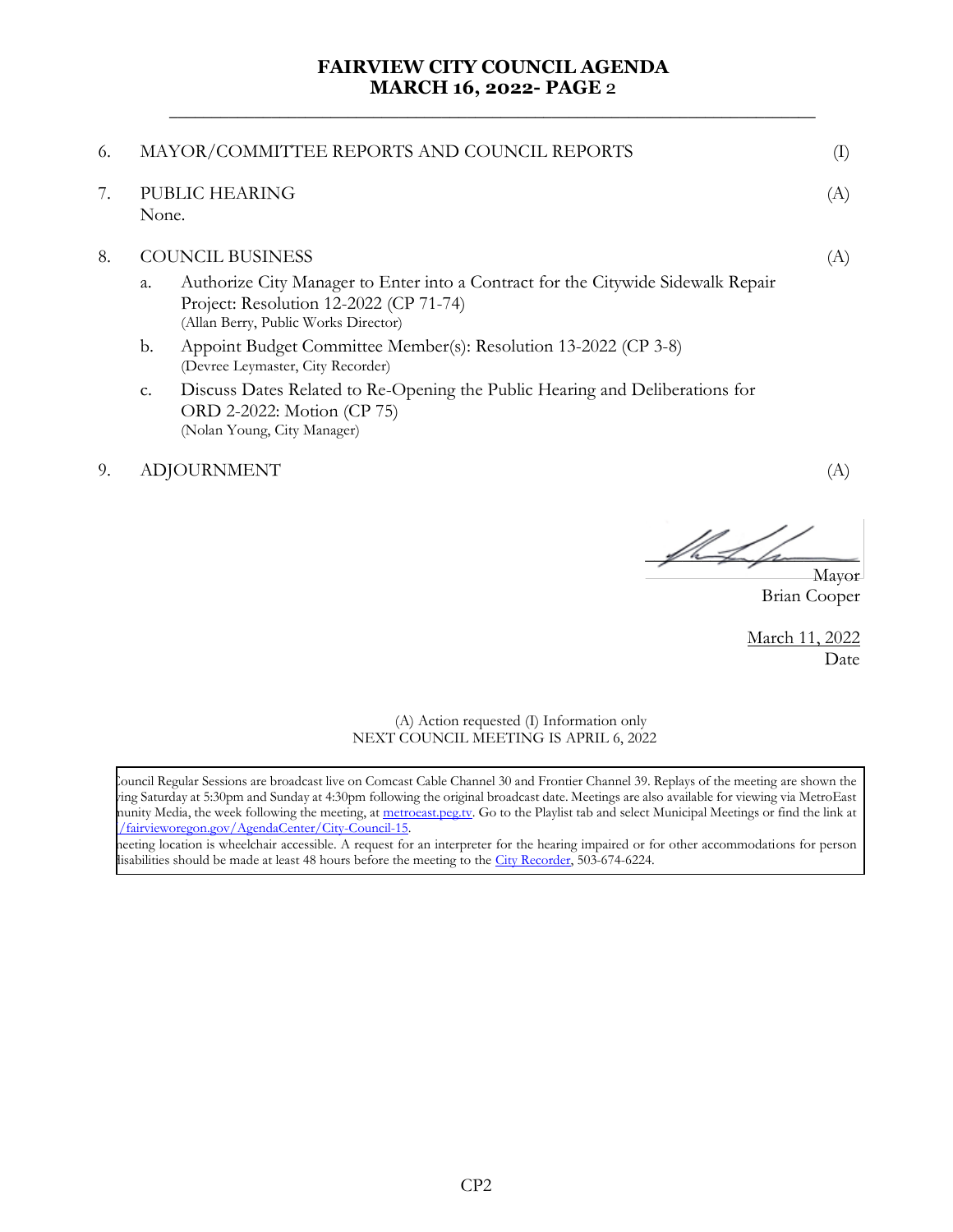# FAIRVIEW CITY COUNCIL AGENDA
## MARCH 16, 2022- PAGE 2

6. MAYOR/COMMITTEE REPORTS AND COUNCIL REPORTS (I)

7. PUBLIC HEARING (A)
   None.

8. COUNCIL BUSINESS (A)
   a. Authorize City Manager to Enter into a Contract for the Citywide Sidewalk Repair Project: Resolution 12-2022 (CP 71-74)
      (Allan Berry, Public Works Director)
   b. Appoint Budget Committee Member(s): Resolution 13-2022 (CP 3-8)
      (Devree Leymaster, City Recorder)
   c. Discuss Dates Related to Re-Opening the Public Hearing and Deliberations for ORD 2-2022: Motion (CP 75)
      (Nolan Young, City Manager)

9. ADJOURNMENT (A)

Mayor
Brian Cooper

March 11, 2022
Date

(A) Action requested (I) Information only
NEXT COUNCIL MEETING IS APRIL 6, 2022

Council Regular Sessions are broadcast live on Comcast Cable Channel 30 and Frontier Channel 39. Replays of the meeting are shown the ving Saturday at 5:30pm and Sunday at 4:30pm following the original broadcast date. Meetings are also available for viewing via MetroEast munity Media, the week following the meeting, at metroeast.peg.tv. Go to the Playlist tab and select Municipal Meetings or find the link at /fairvieworegon.gov/AgendaCenter/City-Council-15.
neeting location is wheelchair accessible. A request for an interpreter for the hearing impaired or for other accommodations for person lisabilities should be made at least 48 hours before the meeting to the City Recorder, 503-674-6224.

CP2